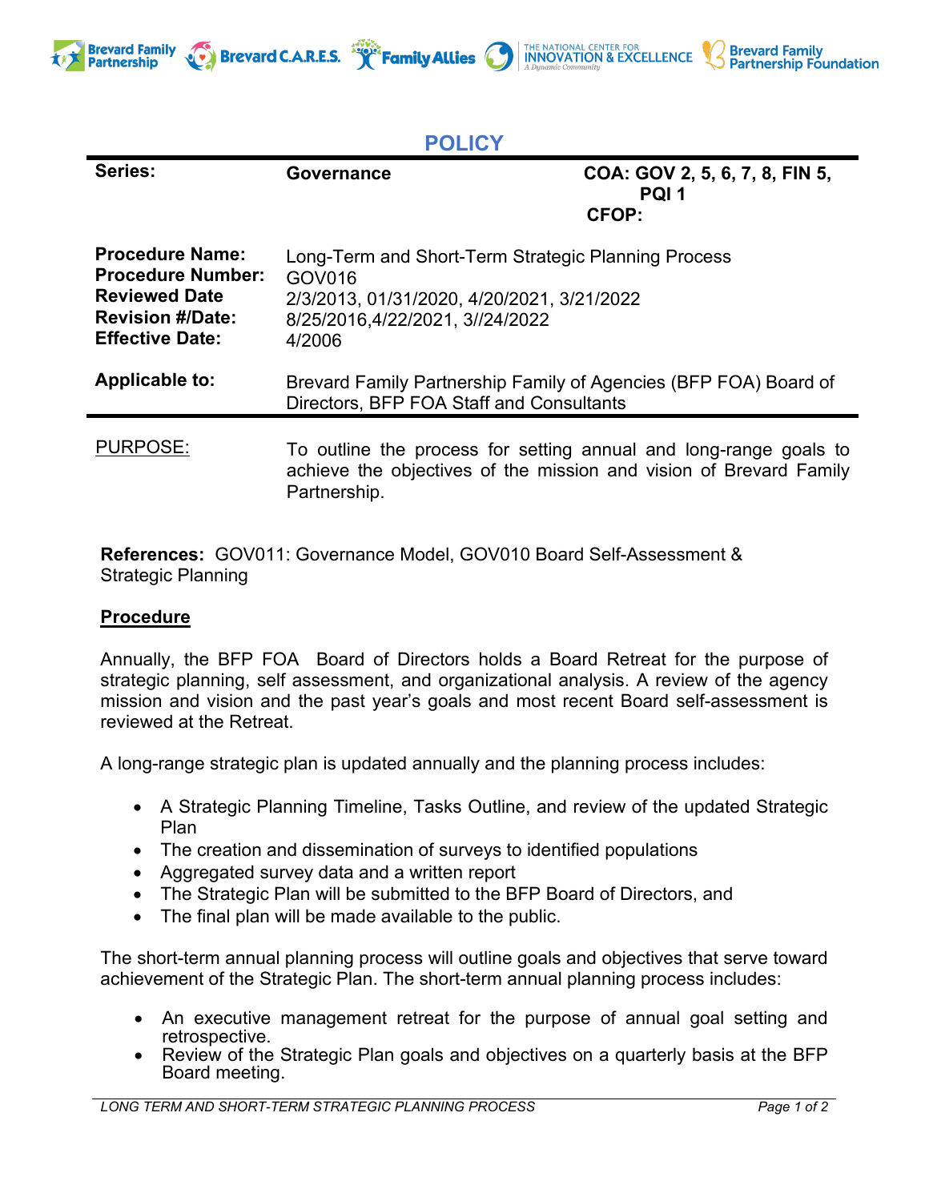# POLICY

| **Series:** | **Governance** | **COA: GOV 2, 5, 6, 7, 8, FIN 5, PQI 1** **CFOP:** |
|---|---|---|
| **Procedure Name:** | Long-Term and Short-Term Strategic Planning Process | |
| **Procedure Number:** | GOV016 | |
| **Reviewed Date** | 2/3/2013, 01/31/2020, 4/20/2021, 3/21/2022 | |
| **Revision #/Date:** | 8/25/2016,4/22/2021, 3//24/2022 | |
| **Effective Date:** | 4/2006 | |
| **Applicable to:** | Brevard Family Partnership Family of Agencies (BFP FOA) Board of Directors, BFP FOA Staff and Consultants | |

PURPOSE: To outline the process for setting annual and long-range goals to achieve the objectives of the mission and vision of Brevard Family Partnership.

**References:** GOV011: Governance Model, GOV010 Board Self-Assessment & Strategic Planning

## Procedure

Annually, the BFP FOA Board of Directors holds a Board Retreat for the purpose of strategic planning, self assessment, and organizational analysis. A review of the agency mission and vision and the past year's goals and most recent Board self-assessment is reviewed at the Retreat.

A long-range strategic plan is updated annually and the planning process includes:

- A Strategic Planning Timeline, Tasks Outline, and review of the updated Strategic Plan
- The creation and dissemination of surveys to identified populations
- Aggregated survey data and a written report
- The Strategic Plan will be submitted to the BFP Board of Directors, and
- The final plan will be made available to the public.

The short-term annual planning process will outline goals and objectives that serve toward achievement of the Strategic Plan. The short-term annual planning process includes:

- An executive management retreat for the purpose of annual goal setting and retrospective.
- Review of the Strategic Plan goals and objectives on a quarterly basis at the BFP Board meeting.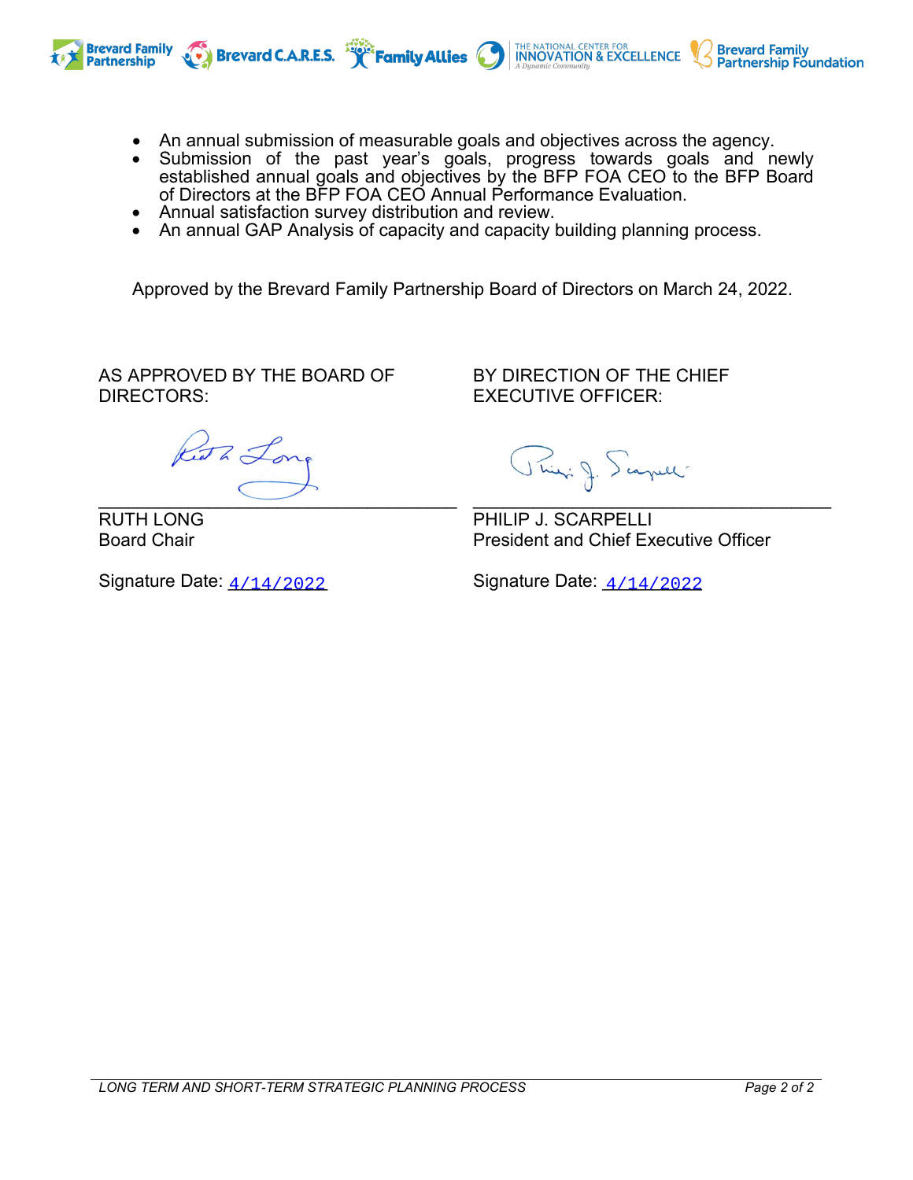- An annual submission of measurable goals and objectives across the agency.
- Submission of the past year's goals, progress towards goals and newly established annual goals and objectives by the BFP FOA CEO to the BFP Board of Directors at the BFP FOA CEO Annual Performance Evaluation.
- Annual satisfaction survey distribution and review.
- An annual GAP Analysis of capacity and capacity building planning process.

Approved by the Brevard Family Partnership Board of Directors on March 24, 2022.

AS APPROVED BY THE BOARD OF DIRECTORS:

RUTH LONG
Board Chair

Signature Date: 4/14/2022

BY DIRECTION OF THE CHIEF EXECUTIVE OFFICER:

PHILIP J. SCARPELLI
President and Chief Executive Officer

Signature Date: 4/14/2022